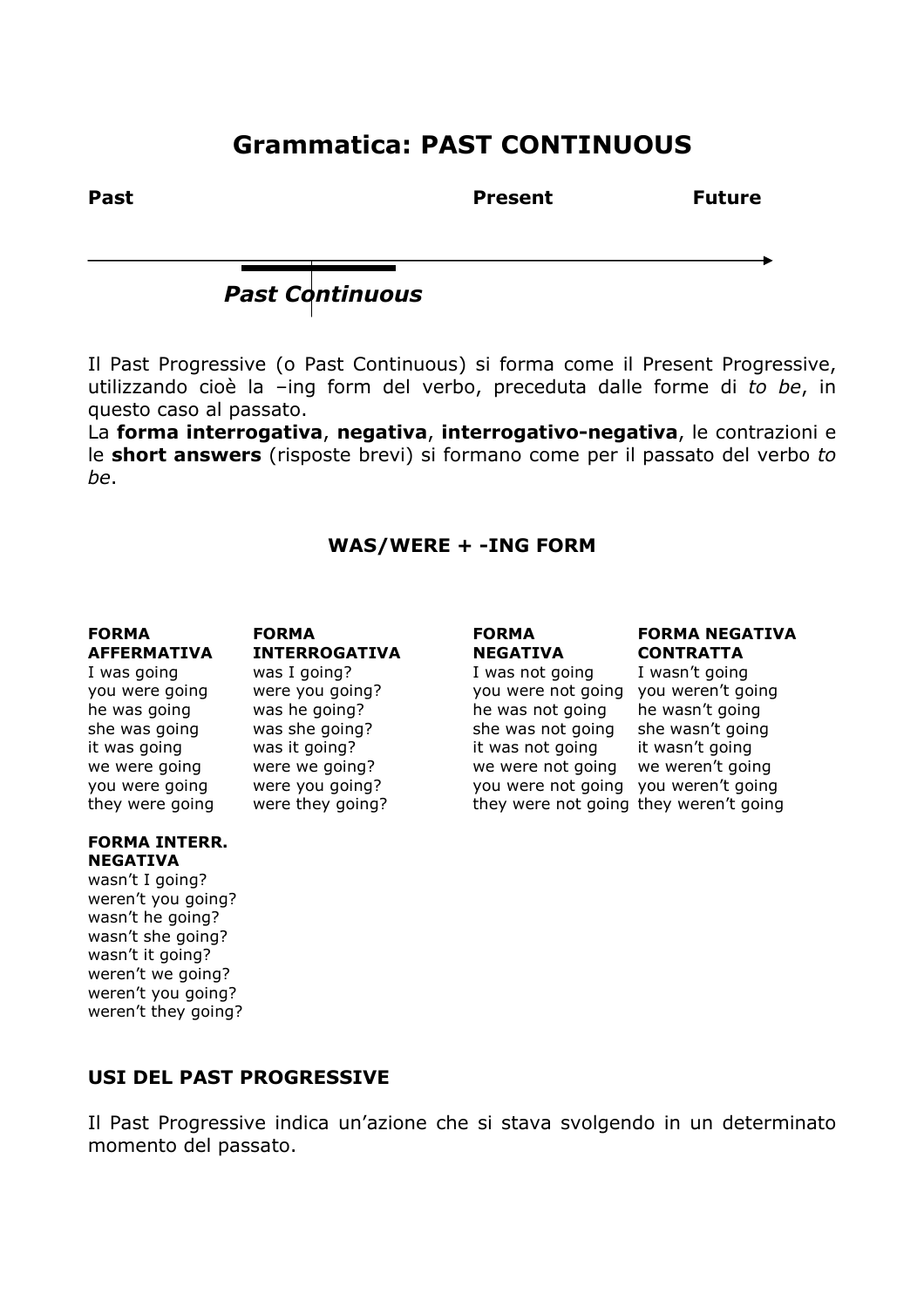# Grammatica: PAST CONTINUOUS

**Past** **Present** **Future**

*Past Continuous*

Il Past Progressive (o Past Continuous) si forma come il Present Progressive, utilizzando cioè la –ing form del verbo, preceduta dalle forme di *to be*, in questo caso al passato.
La **forma interrogativa**, **negativa**, **interrogativo-negativa**, le contrazioni e le **short answers** (risposte brevi) si formano come per il passato del verbo *to be*.

**WAS/WERE + -ING FORM**

| FORMA AFFERMATIVA | FORMA INTERROGATIVA | FORMA NEGATIVA | FORMA NEGATIVA CONTRATTA |
|---|---|---|---|
| I was going | was I going? | I was not going | I wasn't going |
| you were going | were you going? | you were not going | you weren't going |
| he was going | was he going? | he was not going | he wasn't going |
| she was going | was she going? | she was not going | she wasn't going |
| it was going | was it going? | it was not going | it wasn't going |
| we were going | were we going? | we were not going | we weren't going |
| you were going | were you going? | you were not going | you weren't going |
| they were going | were they going? | they were not going | they weren't going |

| FORMA INTERR. NEGATIVA |
|---|
| wasn't I going? |
| weren't you going? |
| wasn't he going? |
| wasn't she going? |
| wasn't it going? |
| weren't we going? |
| weren't you going? |
| weren't they going? |

## USI DEL PAST PROGRESSIVE

Il Past Progressive indica un'azione che si stava svolgendo in un determinato momento del passato.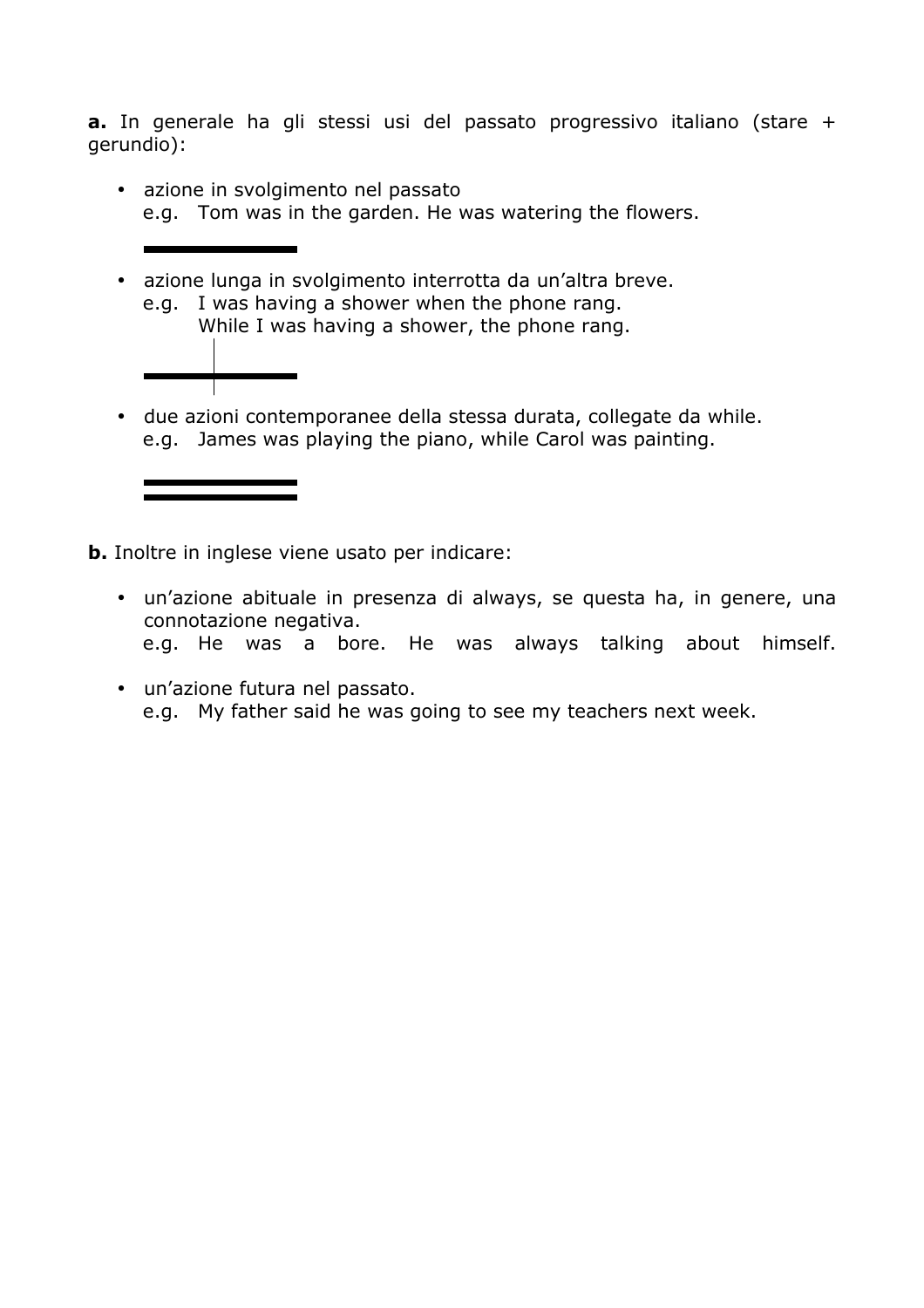**a.** In generale ha gli stessi usi del passato progressivo italiano (stare + gerundio):

- azione in svolgimento nel passato
  e.g. Tom was in the garden. He was watering the flowers.

- azione lunga in svolgimento interrotta da un'altra breve.
  e.g. I was having a shower when the phone rang.
  While I was having a shower, the phone rang.

- due azioni contemporanee della stessa durata, collegate da while.
  e.g. James was playing the piano, while Carol was painting.

**b.** Inoltre in inglese viene usato per indicare:

- un'azione abituale in presenza di always, se questa ha, in genere, una connotazione negativa.
  e.g. He was a bore. He was always talking about himself.

- un'azione futura nel passato.
  e.g. My father said he was going to see my teachers next week.